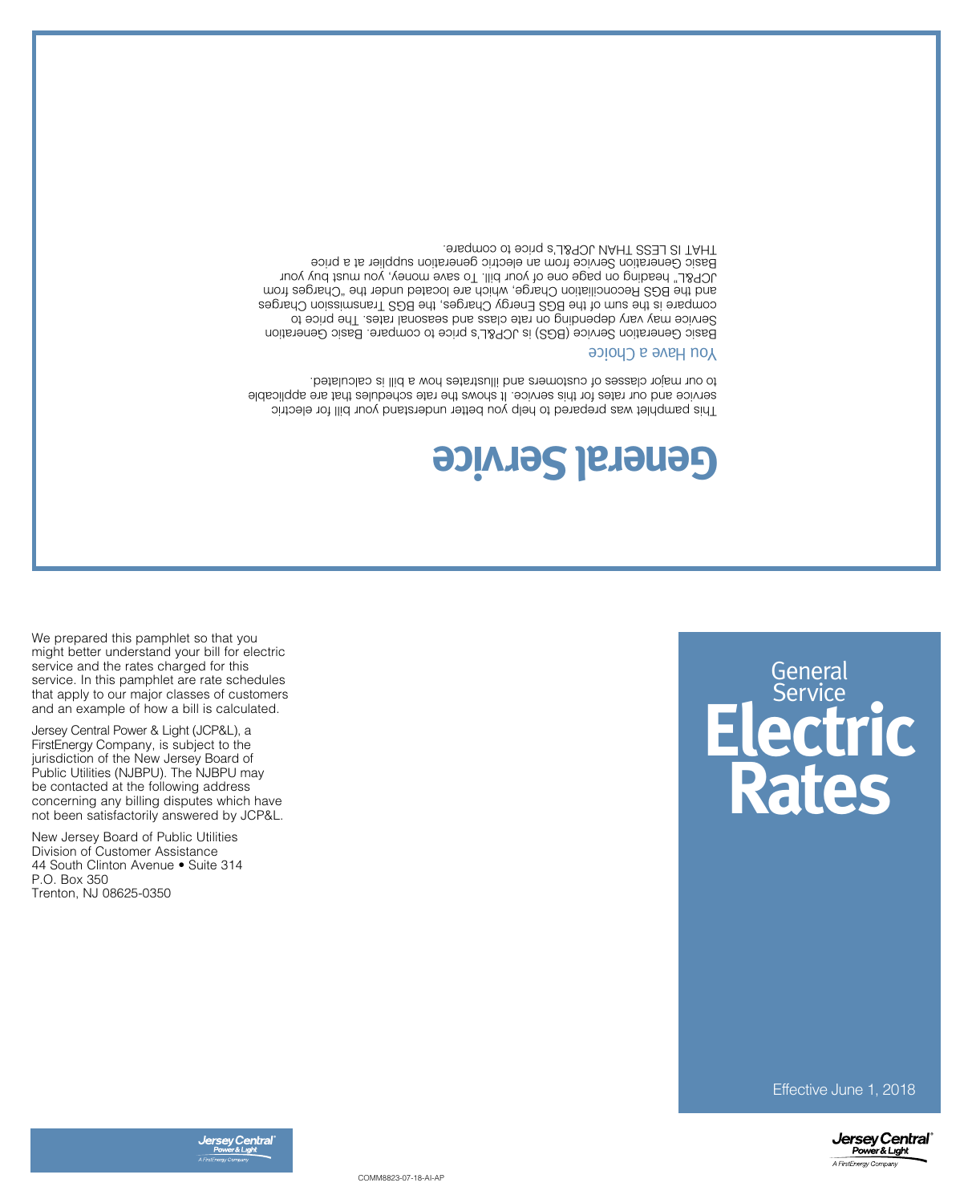# General Service

This pamphlet was prepared to help you better understand your bill for electric service and our rates for this service. It shows the rate schedules that are applicable to our major classes of customers and illustrates how a bill is calculated.

## You Have a Choice

Basic Generation Service (BGS) is JCP&L's price to compare. Basic Generation Service may vary depending on rate class and seasonal rates. The price to compare is the sum of the BGS Energy Charges, the BGS Transmission Charges and the BGS Reconciliation Charge, which are located under the "Charges from JCP&L" heading on page one of your bill. To save money, you must buy your Basic Generation Service from an electric generation supplier at a price THAT IS LESS THAN JCP&L's price to compare.

We prepared this pamphlet so that you might better understand your bill for electric service and the rates charged for this service. In this pamphlet are rate schedules that apply to our major classes of customers and an example of how a bill is calculated.

Jersey Central Power & Light (JCP&L), a FirstEnergy Company, is subject to the jurisdiction of the New Jersey Board of Public Utilities (NJBPU). The NJBPU may be contacted at the following address concerning any billing disputes which have not been satisfactorily answered by JCP&L.

New Jersey Board of Public Utilities
Division of Customer Assistance
44 South Clinton Avenue • Suite 314
P.O. Box 350
Trenton, NJ 08625-0350

COMM8823-07-18-AI-AP

# General Service Electric Rates

Effective June 1, 2018

Jersey Central Power & Light
A FirstEnergy Company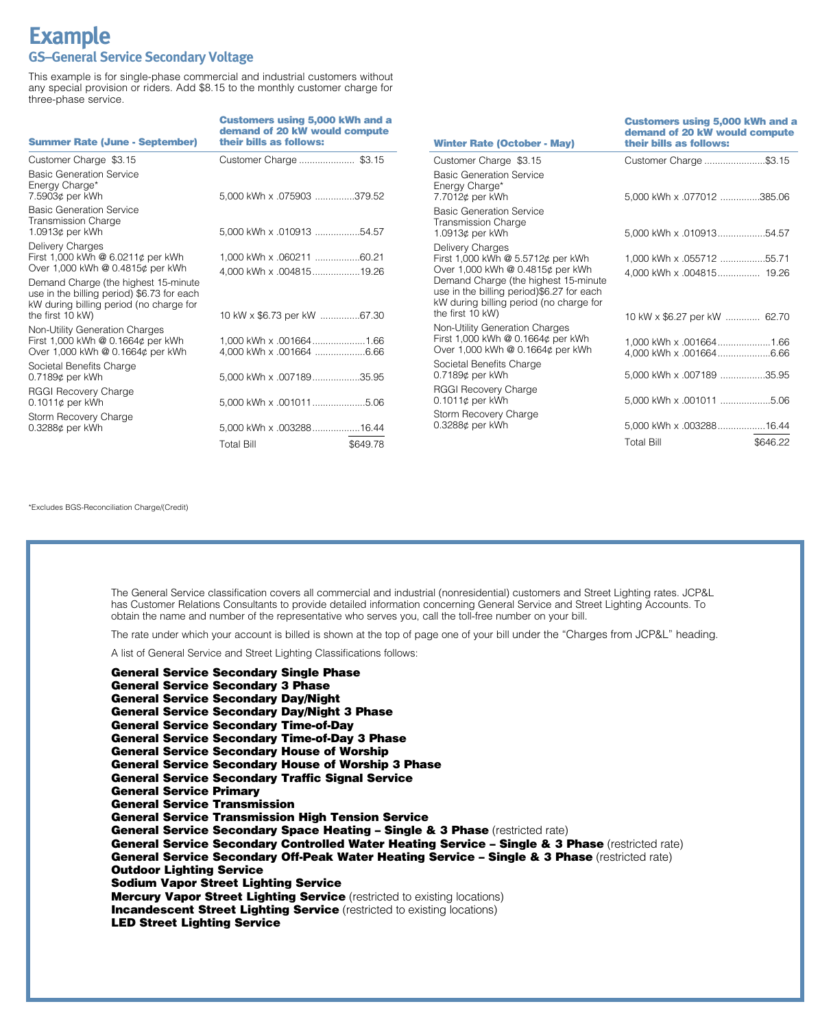# Example

## GS–General Service Secondary Voltage

This example is for single-phase commercial and industrial customers without any special provision or riders. Add $8.15 to the monthly customer charge for three-phase service.

| Summer Rate (June - September) | Customers using 5,000 kWh and a demand of 20 kW would compute their bills as follows: | |
|---|---|---|
| Customer Charge $3.15 | Customer Charge | $3.15 |
| Basic Generation Service Energy Charge* 7.5903¢ per kWh | 5,000 kWh x .075903 | 379.52 |
| Basic Generation Service Transmission Charge 1.0913¢ per kWh | 5,000 kWh x .010913 | 54.57 |
| Delivery Charges First 1,000 kWh @ 6.0211¢ per kWh | 1,000 kWh x .060211 | 60.21 |
| Over 1,000 kWh @ 0.4815¢ per kWh | 4,000 kWh x .004815 | 19.26 |
| Demand Charge (the highest 15-minute use in the billing period) $6.73 for each kW during billing period (no charge for the first 10 kW) | 10 kW x $6.73 per kW | 67.30 |
| Non-Utility Generation Charges First 1,000 kWh @ 0.1664¢ per kWh | 1,000 kWh x .001664 | 1.66 |
| Over 1,000 kWh @ 0.1664¢ per kWh | 4,000 kWh x .001664 | 6.66 |
| Societal Benefits Charge 0.7189¢ per kWh | 5,000 kWh x .007189 | 35.95 |
| RGGI Recovery Charge 0.1011¢ per kWh | 5,000 kWh x .001011 | 5.06 |
| Storm Recovery Charge 0.3288¢ per kWh | 5,000 kWh x .003288 | 16.44 |
| | Total Bill | $649.78 |

| Winter Rate (October - May) | Customers using 5,000 kWh and a demand of 20 kW would compute their bills as follows: | |
|---|---|---|
| Customer Charge $3.15 | Customer Charge | $3.15 |
| Basic Generation Service Energy Charge* 7.7012¢ per kWh | 5,000 kWh x .077012 | 385.06 |
| Basic Generation Service Transmission Charge 1.0913¢ per kWh | 5,000 kWh x .010913 | 54.57 |
| Delivery Charges First 1,000 kWh @ 5.5712¢ per kWh | 1,000 kWh x .055712 | 55.71 |
| Over 1,000 kWh @ 0.4815¢ per kWh | 4,000 kWh x .004815 | 19.26 |
| Demand Charge (the highest 15-minute use in the billing period)$6.27 for each kW during billing period (no charge for the first 10 kW) | 10 kW x $6.27 per kW | 62.70 |
| Non-Utility Generation Charges First 1,000 kWh @ 0.1664¢ per kWh | 1,000 kWh x .001664 | 1.66 |
| Over 1,000 kWh @ 0.1664¢ per kWh | 4,000 kWh x .001664 | 6.66 |
| Societal Benefits Charge 0.7189¢ per kWh | 5,000 kWh x .007189 | 35.95 |
| RGGI Recovery Charge 0.1011¢ per kWh | 5,000 kWh x .001011 | 5.06 |
| Storm Recovery Charge 0.3288¢ per kWh | 5,000 kWh x .003288 | 16.44 |
| | Total Bill | $646.22 |

*Excludes BGS-Reconciliation Charge/(Credit)

The General Service classification covers all commercial and industrial (nonresidential) customers and Street Lighting rates. JCP&L has Customer Relations Consultants to provide detailed information concerning General Service and Street Lighting Accounts. To obtain the name and number of the representative who serves you, call the toll-free number on your bill.

The rate under which your account is billed is shown at the top of page one of your bill under the "Charges from JCP&L" heading.

A list of General Service and Street Lighting Classifications follows:

**General Service Secondary Single Phase**
**General Service Secondary 3 Phase**
**General Service Secondary Day/Night**
**General Service Secondary Day/Night 3 Phase**
**General Service Secondary Time-of-Day**
**General Service Secondary Time-of-Day 3 Phase**
**General Service Secondary House of Worship**
**General Service Secondary House of Worship 3 Phase**
**General Service Secondary Traffic Signal Service**
**General Service Primary**
**General Service Transmission**
**General Service Transmission High Tension Service**
**General Service Secondary Space Heating – Single & 3 Phase** (restricted rate)
**General Service Secondary Controlled Water Heating Service – Single & 3 Phase** (restricted rate)
**General Service Secondary Off-Peak Water Heating Service – Single & 3 Phase** (restricted rate)
**Outdoor Lighting Service**
**Sodium Vapor Street Lighting Service**
**Mercury Vapor Street Lighting Service** (restricted to existing locations)
**Incandescent Street Lighting Service** (restricted to existing locations)
**LED Street Lighting Service**